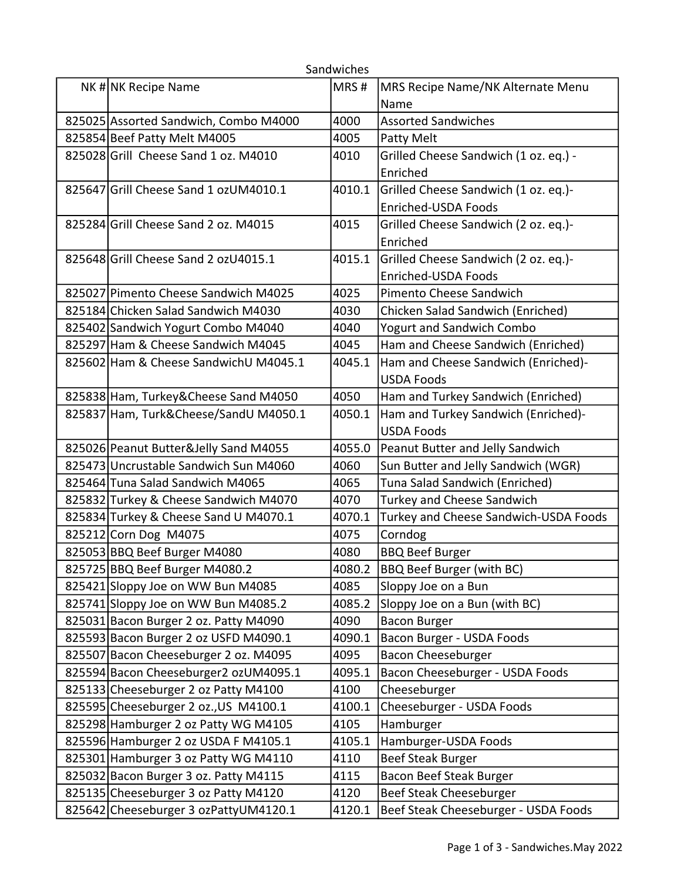# Sandwiches

| NK # | NK Recipe Name | MRS # | MRS Recipe Name/NK Alternate Menu Name |
|---|---|---|---|
| 825025 | Assorted Sandwich, Combo M4000 | 4000 | Assorted Sandwiches |
| 825854 | Beef Patty Melt M4005 | 4005 | Patty Melt |
| 825028 | Grill  Cheese Sand 1 oz. M4010 | 4010 | Grilled Cheese Sandwich (1 oz. eq.) - Enriched |
| 825647 | Grill Cheese Sand 1 ozUM4010.1 | 4010.1 | Grilled Cheese Sandwich (1 oz. eq.)-Enriched-USDA Foods |
| 825284 | Grill Cheese Sand 2 oz. M4015 | 4015 | Grilled Cheese Sandwich (2 oz. eq.)-Enriched |
| 825648 | Grill Cheese Sand 2 ozU4015.1 | 4015.1 | Grilled Cheese Sandwich (2 oz. eq.)-Enriched-USDA Foods |
| 825027 | Pimento Cheese Sandwich M4025 | 4025 | Pimento Cheese Sandwich |
| 825184 | Chicken Salad Sandwich M4030 | 4030 | Chicken Salad Sandwich (Enriched) |
| 825402 | Sandwich Yogurt Combo M4040 | 4040 | Yogurt and Sandwich Combo |
| 825297 | Ham & Cheese Sandwich M4045 | 4045 | Ham and Cheese Sandwich (Enriched) |
| 825602 | Ham & Cheese SandwichU M4045.1 | 4045.1 | Ham and Cheese Sandwich (Enriched)-USDA Foods |
| 825838 | Ham, Turkey&Cheese Sand M4050 | 4050 | Ham and Turkey Sandwich (Enriched) |
| 825837 | Ham, Turk&Cheese/SandU M4050.1 | 4050.1 | Ham and Turkey Sandwich (Enriched)-USDA Foods |
| 825026 | Peanut Butter&Jelly Sand M4055 | 4055.0 | Peanut Butter and Jelly Sandwich |
| 825473 | Uncrustable Sandwich Sun M4060 | 4060 | Sun Butter and Jelly Sandwich (WGR) |
| 825464 | Tuna Salad Sandwich M4065 | 4065 | Tuna Salad Sandwich (Enriched) |
| 825832 | Turkey & Cheese Sandwich M4070 | 4070 | Turkey and Cheese Sandwich |
| 825834 | Turkey & Cheese Sand U M4070.1 | 4070.1 | Turkey and Cheese Sandwich-USDA Foods |
| 825212 | Corn Dog  M4075 | 4075 | Corndog |
| 825053 | BBQ Beef Burger M4080 | 4080 | BBQ Beef Burger |
| 825725 | BBQ Beef Burger M4080.2 | 4080.2 | BBQ Beef Burger (with BC) |
| 825421 | Sloppy Joe on WW Bun M4085 | 4085 | Sloppy Joe on a Bun |
| 825741 | Sloppy Joe on WW Bun M4085.2 | 4085.2 | Sloppy Joe on a Bun (with BC) |
| 825031 | Bacon Burger 2 oz. Patty M4090 | 4090 | Bacon Burger |
| 825593 | Bacon Burger 2 oz USFD M4090.1 | 4090.1 | Bacon Burger - USDA Foods |
| 825507 | Bacon Cheeseburger 2 oz. M4095 | 4095 | Bacon Cheeseburger |
| 825594 | Bacon Cheeseburger2 ozUM4095.1 | 4095.1 | Bacon Cheeseburger - USDA Foods |
| 825133 | Cheeseburger 2 oz Patty M4100 | 4100 | Cheeseburger |
| 825595 | Cheeseburger 2 oz.,US  M4100.1 | 4100.1 | Cheeseburger - USDA Foods |
| 825298 | Hamburger 2 oz Patty WG M4105 | 4105 | Hamburger |
| 825596 | Hamburger 2 oz USDA F M4105.1 | 4105.1 | Hamburger-USDA Foods |
| 825301 | Hamburger 3 oz Patty WG M4110 | 4110 | Beef Steak Burger |
| 825032 | Bacon Burger 3 oz. Patty M4115 | 4115 | Bacon Beef Steak Burger |
| 825135 | Cheeseburger 3 oz Patty M4120 | 4120 | Beef Steak Cheeseburger |
| 825642 | Cheeseburger 3 ozPattyUM4120.1 | 4120.1 | Beef Steak Cheeseburger - USDA Foods |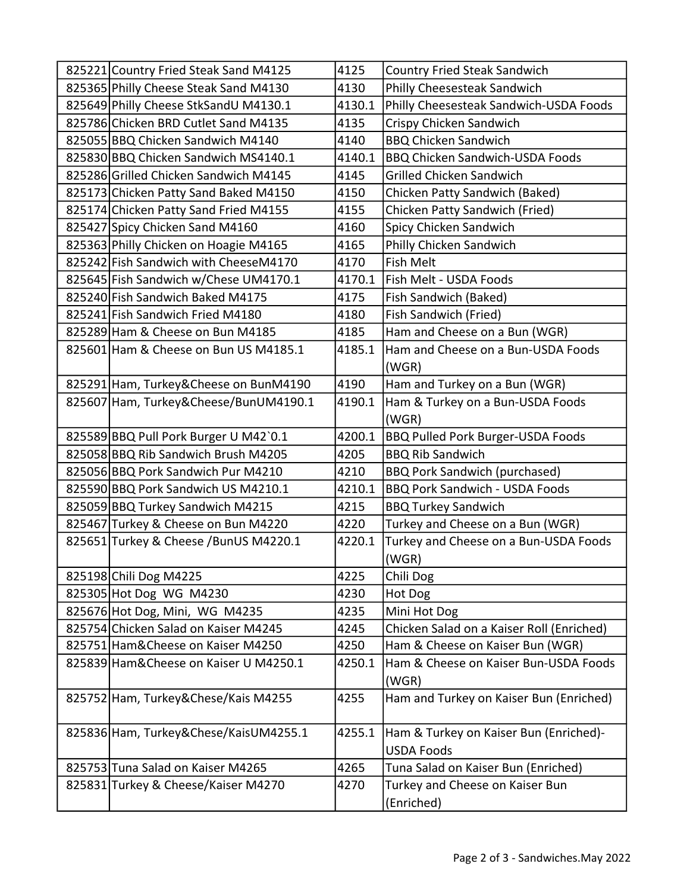| | | | |
|---|---|---|---|
| 825221 | Country Fried Steak Sand M4125 | 4125 | Country Fried Steak Sandwich |
| 825365 | Philly Cheese Steak Sand M4130 | 4130 | Philly Cheesesteak Sandwich |
| 825649 | Philly Cheese StkSandU M4130.1 | 4130.1 | Philly Cheesesteak Sandwich-USDA Foods |
| 825786 | Chicken BRD Cutlet Sand M4135 | 4135 | Crispy Chicken Sandwich |
| 825055 | BBQ Chicken Sandwich M4140 | 4140 | BBQ Chicken Sandwich |
| 825830 | BBQ Chicken Sandwich MS4140.1 | 4140.1 | BBQ Chicken Sandwich-USDA Foods |
| 825286 | Grilled Chicken Sandwich M4145 | 4145 | Grilled Chicken Sandwich |
| 825173 | Chicken Patty Sand Baked M4150 | 4150 | Chicken Patty Sandwich (Baked) |
| 825174 | Chicken Patty Sand Fried M4155 | 4155 | Chicken Patty Sandwich (Fried) |
| 825427 | Spicy Chicken Sand M4160 | 4160 | Spicy Chicken Sandwich |
| 825363 | Philly Chicken on Hoagie M4165 | 4165 | Philly Chicken Sandwich |
| 825242 | Fish Sandwich with CheeseM4170 | 4170 | Fish Melt |
| 825645 | Fish Sandwich w/Chese UM4170.1 | 4170.1 | Fish Melt - USDA Foods |
| 825240 | Fish Sandwich Baked M4175 | 4175 | Fish Sandwich (Baked) |
| 825241 | Fish Sandwich Fried M4180 | 4180 | Fish Sandwich (Fried) |
| 825289 | Ham & Cheese on Bun M4185 | 4185 | Ham and Cheese on a Bun (WGR) |
| 825601 | Ham & Cheese on Bun US M4185.1 | 4185.1 | Ham and Cheese on a Bun-USDA Foods (WGR) |
| 825291 | Ham, Turkey&Cheese on BunM4190 | 4190 | Ham and Turkey on a Bun (WGR) |
| 825607 | Ham, Turkey&Cheese/BunUM4190.1 | 4190.1 | Ham & Turkey on a Bun-USDA Foods (WGR) |
| 825589 | BBQ Pull Pork Burger U M42`0.1 | 4200.1 | BBQ Pulled Pork Burger-USDA Foods |
| 825058 | BBQ Rib Sandwich Brush M4205 | 4205 | BBQ Rib Sandwich |
| 825056 | BBQ Pork Sandwich Pur M4210 | 4210 | BBQ Pork Sandwich (purchased) |
| 825590 | BBQ Pork Sandwich US M4210.1 | 4210.1 | BBQ Pork Sandwich - USDA Foods |
| 825059 | BBQ Turkey Sandwich M4215 | 4215 | BBQ Turkey Sandwich |
| 825467 | Turkey & Cheese on Bun M4220 | 4220 | Turkey and Cheese on a Bun (WGR) |
| 825651 | Turkey & Cheese /BunUS M4220.1 | 4220.1 | Turkey and Cheese on a Bun-USDA Foods (WGR) |
| 825198 | Chili Dog M4225 | 4225 | Chili Dog |
| 825305 | Hot Dog WG M4230 | 4230 | Hot Dog |
| 825676 | Hot Dog, Mini, WG M4235 | 4235 | Mini Hot Dog |
| 825754 | Chicken Salad on Kaiser M4245 | 4245 | Chicken Salad on a Kaiser Roll (Enriched) |
| 825751 | Ham&Cheese on Kaiser M4250 | 4250 | Ham & Cheese on Kaiser Bun (WGR) |
| 825839 | Ham&Cheese on Kaiser U M4250.1 | 4250.1 | Ham & Cheese on Kaiser Bun-USDA Foods (WGR) |
| 825752 | Ham, Turkey&Chese/Kais M4255 | 4255 | Ham and Turkey on Kaiser Bun (Enriched) |
| 825836 | Ham, Turkey&Chese/KaisUM4255.1 | 4255.1 | Ham & Turkey on Kaiser Bun (Enriched)-USDA Foods |
| 825753 | Tuna Salad on Kaiser M4265 | 4265 | Tuna Salad on Kaiser Bun (Enriched) |
| 825831 | Turkey & Cheese/Kaiser M4270 | 4270 | Turkey and Cheese on Kaiser Bun (Enriched) |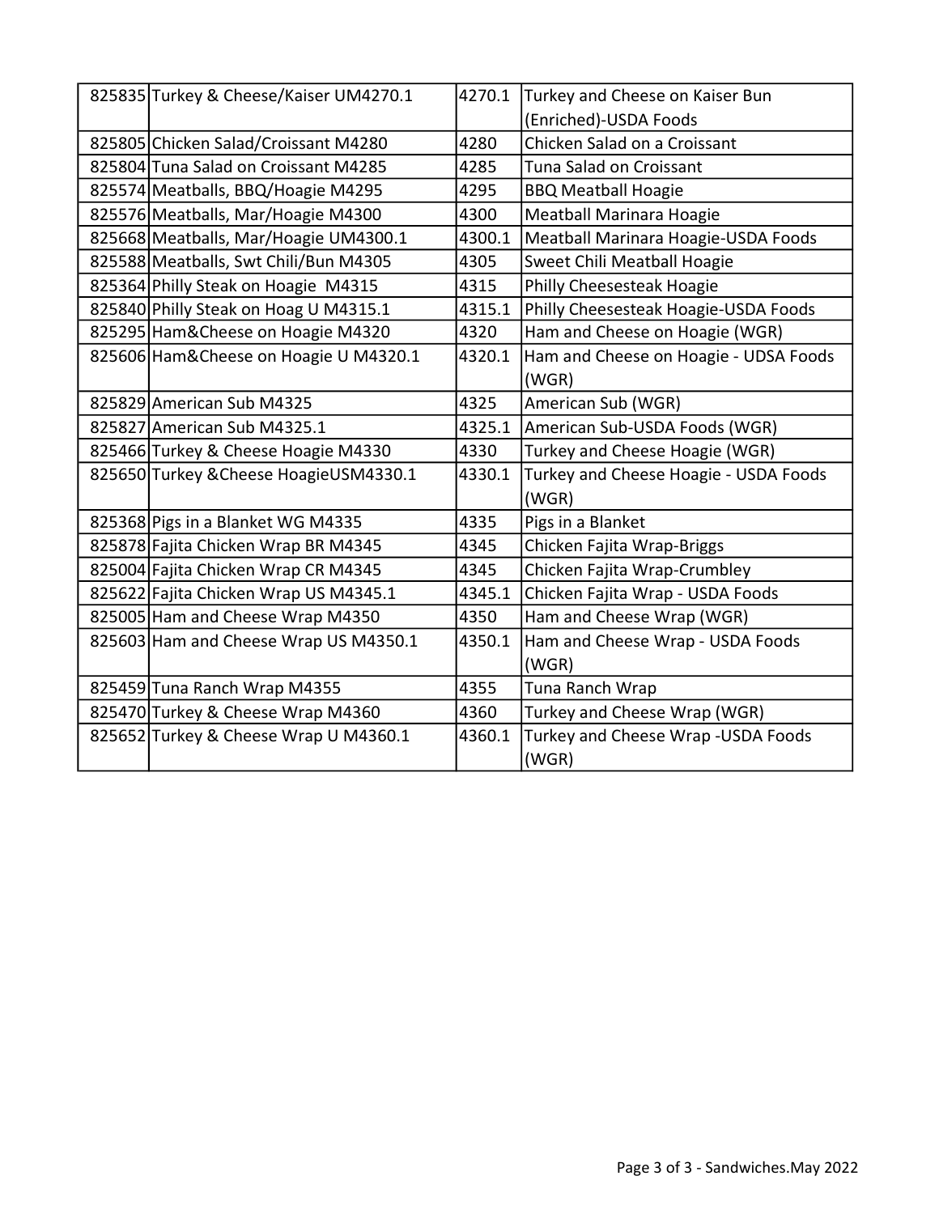| | | | |
|---|---|---|---|
| 825835 | Turkey & Cheese/Kaiser UM4270.1 | 4270.1 | Turkey and Cheese on Kaiser Bun (Enriched)-USDA Foods |
| 825805 | Chicken Salad/Croissant M4280 | 4280 | Chicken Salad on a Croissant |
| 825804 | Tuna Salad on Croissant M4285 | 4285 | Tuna Salad on Croissant |
| 825574 | Meatballs, BBQ/Hoagie M4295 | 4295 | BBQ Meatball Hoagie |
| 825576 | Meatballs, Mar/Hoagie M4300 | 4300 | Meatball Marinara Hoagie |
| 825668 | Meatballs, Mar/Hoagie UM4300.1 | 4300.1 | Meatball Marinara Hoagie-USDA Foods |
| 825588 | Meatballs, Swt Chili/Bun M4305 | 4305 | Sweet Chili Meatball Hoagie |
| 825364 | Philly Steak on Hoagie M4315 | 4315 | Philly Cheesesteak Hoagie |
| 825840 | Philly Steak on Hoag U M4315.1 | 4315.1 | Philly Cheesesteak Hoagie-USDA Foods |
| 825295 | Ham&Cheese on Hoagie M4320 | 4320 | Ham and Cheese on Hoagie (WGR) |
| 825606 | Ham&Cheese on Hoagie U M4320.1 | 4320.1 | Ham and Cheese on Hoagie - UDSA Foods (WGR) |
| 825829 | American Sub M4325 | 4325 | American Sub (WGR) |
| 825827 | American Sub M4325.1 | 4325.1 | American Sub-USDA Foods (WGR) |
| 825466 | Turkey & Cheese Hoagie M4330 | 4330 | Turkey and Cheese Hoagie (WGR) |
| 825650 | Turkey &Cheese HoagieUSM4330.1 | 4330.1 | Turkey and Cheese Hoagie - USDA Foods (WGR) |
| 825368 | Pigs in a Blanket WG M4335 | 4335 | Pigs in a Blanket |
| 825878 | Fajita Chicken Wrap BR M4345 | 4345 | Chicken Fajita Wrap-Briggs |
| 825004 | Fajita Chicken Wrap CR M4345 | 4345 | Chicken Fajita Wrap-Crumbley |
| 825622 | Fajita Chicken Wrap US M4345.1 | 4345.1 | Chicken Fajita Wrap - USDA Foods |
| 825005 | Ham and Cheese Wrap M4350 | 4350 | Ham and Cheese Wrap (WGR) |
| 825603 | Ham and Cheese Wrap US M4350.1 | 4350.1 | Ham and Cheese Wrap - USDA Foods (WGR) |
| 825459 | Tuna Ranch Wrap M4355 | 4355 | Tuna Ranch Wrap |
| 825470 | Turkey & Cheese Wrap M4360 | 4360 | Turkey and Cheese Wrap (WGR) |
| 825652 | Turkey & Cheese Wrap U M4360.1 | 4360.1 | Turkey and Cheese Wrap -USDA Foods (WGR) |